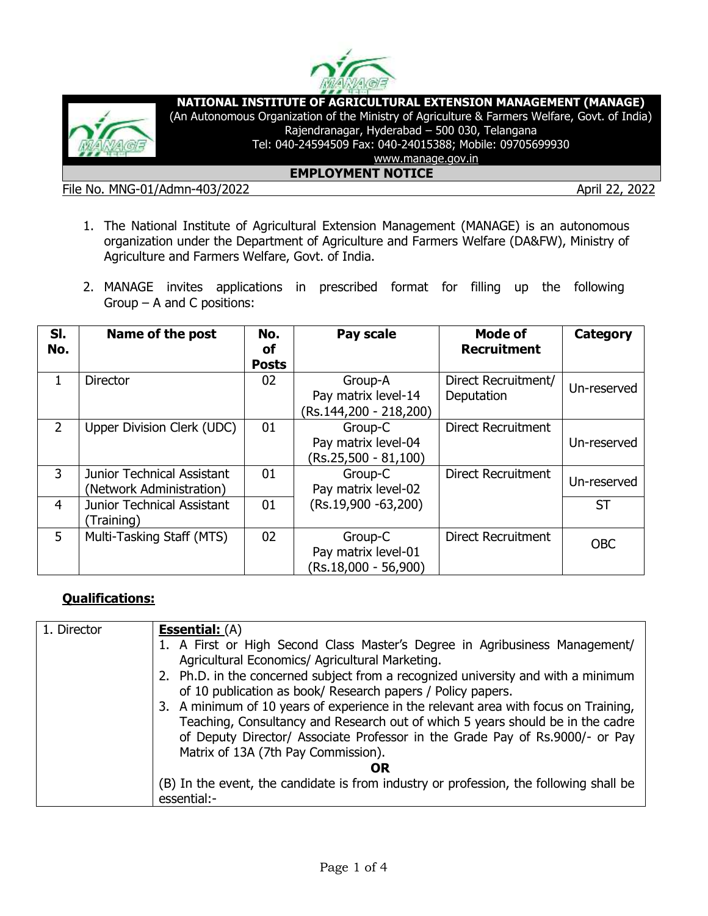**NATIONAL INSTITUTE OF AGRICULTURAL EXTENSION MANAGEMENT (MANAGE)**
(An Autonomous Organization of the Ministry of Agriculture & Farmers Welfare, Govt. of India)
Rajendranagar, Hyderabad – 500 030, Telangana
Tel: 040-24594509 Fax: 040-24015388; Mobile: 09705699930
www.manage.gov.in

# EMPLOYMENT NOTICE

File No. MNG-01/Admn-403/2022 April 22, 2022

1. The National Institute of Agricultural Extension Management (MANAGE) is an autonomous organization under the Department of Agriculture and Farmers Welfare (DA&FW), Ministry of Agriculture and Farmers Welfare, Govt. of India.

2. MANAGE invites applications in prescribed format for filling up the following Group – A and C positions:

| Sl. No. | Name of the post | No. of Posts | Pay scale | Mode of Recruitment | Category |
|---|---|---|---|---|---|
| 1 | Director | 02 | Group-A Pay matrix level-14 (Rs.144,200 - 218,200) | Direct Recruitment/ Deputation | Un-reserved |
| 2 | Upper Division Clerk (UDC) | 01 | Group-C Pay matrix level-04 (Rs.25,500 - 81,100) | Direct Recruitment | Un-reserved |
| 3 | Junior Technical Assistant (Network Administration) | 01 | Group-C Pay matrix level-02 (Rs.19,900 -63,200) | Direct Recruitment | Un-reserved |
| 4 | Junior Technical Assistant (Training) | 01 | | | ST |
| 5 | Multi-Tasking Staff (MTS) | 02 | Group-C Pay matrix level-01 (Rs.18,000 - 56,900) | Direct Recruitment | OBC |

## Qualifications:

| 1. Director | **Essential:** (A)<br>1. A First or High Second Class Master's Degree in Agribusiness Management/ Agricultural Economics/ Agricultural Marketing.<br>2. Ph.D. in the concerned subject from a recognized university and with a minimum of 10 publication as book/ Research papers / Policy papers.<br>3. A minimum of 10 years of experience in the relevant area with focus on Training, Teaching, Consultancy and Research out of which 5 years should be in the cadre of Deputy Director/ Associate Professor in the Grade Pay of Rs.9000/- or Pay Matrix of 13A (7th Pay Commission).<br>**OR**<br>(B) In the event, the candidate is from industry or profession, the following shall be essential:- |
|---|---|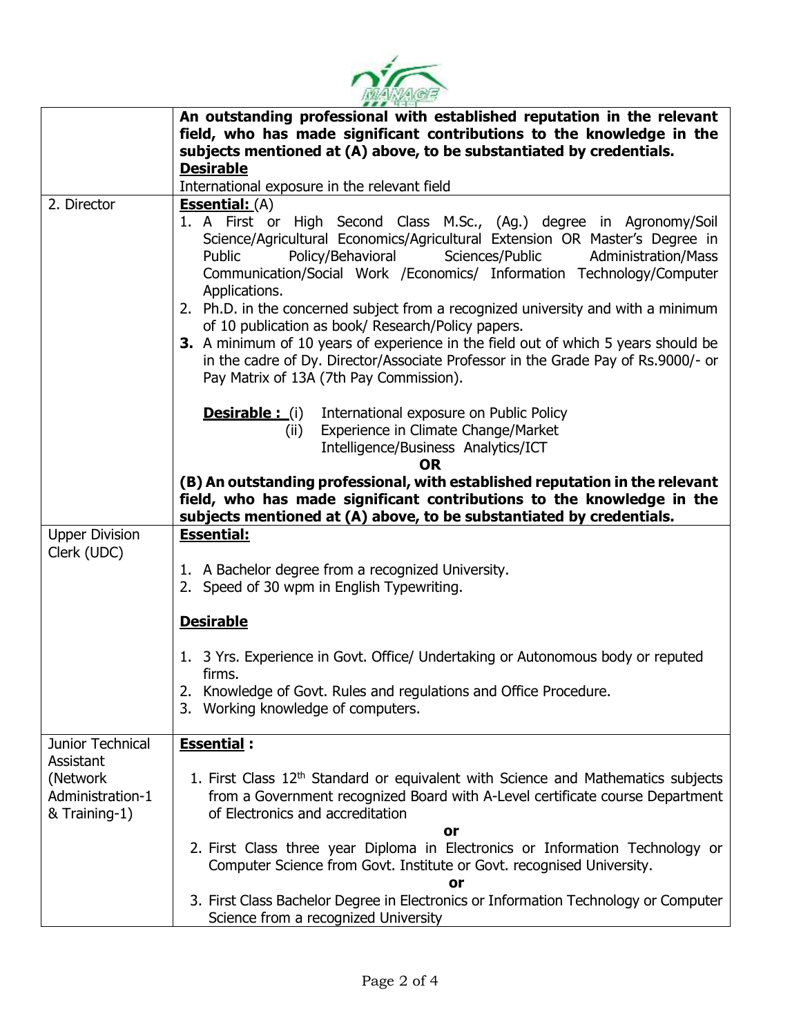| | |
|---|---|
| | **An outstanding professional with established reputation in the relevant field, who has made significant contributions to the knowledge in the subjects mentioned at (A) above, to be substantiated by credentials.**<br>**Desirable**<br>International exposure in the relevant field |
| 2. Director | **Essential:** (A)<br>1. A First or High Second Class M.Sc., (Ag.) degree in Agronomy/Soil Science/Agricultural Economics/Agricultural Extension OR Master's Degree in Public Policy/Behavioral Sciences/Public Administration/Mass Communication/Social Work /Economics/ Information Technology/Computer Applications.<br>2. Ph.D. in the concerned subject from a recognized university and with a minimum of 10 publication as book/ Research/Policy papers.<br>**3.** A minimum of 10 years of experience in the field out of which 5 years should be in the cadre of Dy. Director/Associate Professor in the Grade Pay of Rs.9000/- or Pay Matrix of 13A (7th Pay Commission).<br><br>**Desirable :** (i) International exposure on Public Policy<br>(ii) Experience in Climate Change/Market Intelligence/Business Analytics/ICT<br>**OR**<br>**(B) An outstanding professional, with established reputation in the relevant field, who has made significant contributions to the knowledge in the subjects mentioned at (A) above, to be substantiated by credentials.** |
| Upper Division Clerk (UDC) | **Essential:**<br>1. A Bachelor degree from a recognized University.<br>2. Speed of 30 wpm in English Typewriting.<br><br>**Desirable**<br>1. 3 Yrs. Experience in Govt. Office/ Undertaking or Autonomous body or reputed firms.<br>2. Knowledge of Govt. Rules and regulations and Office Procedure.<br>3. Working knowledge of computers. |
| Junior Technical Assistant (Network Administration-1 & Training-1) | **Essential :**<br>1. First Class 12th Standard or equivalent with Science and Mathematics subjects from a Government recognized Board with A-Level certificate course Department of Electronics and accreditation<br>**or**<br>2. First Class three year Diploma in Electronics or Information Technology or Computer Science from Govt. Institute or Govt. recognised University.<br>**or**<br>3. First Class Bachelor Degree in Electronics or Information Technology or Computer Science from a recognized University |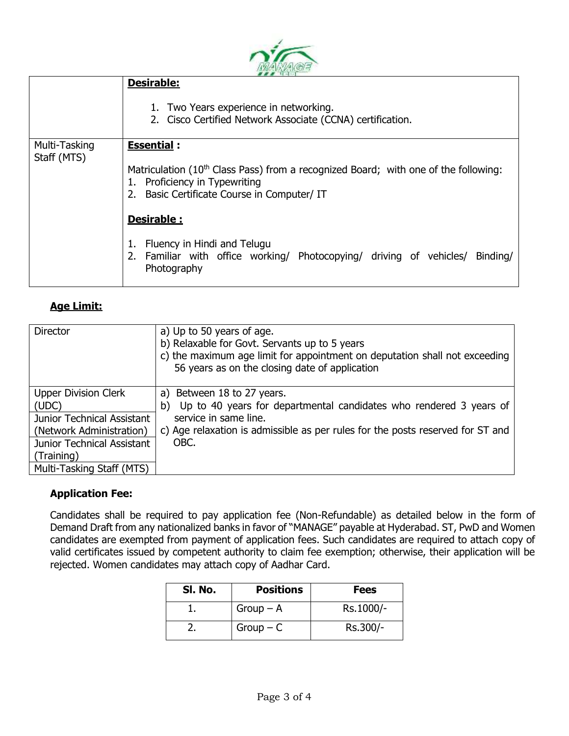| | |
|---|---|
| | **Desirable:**<br><br>1. Two Years experience in networking.<br>2. Cisco Certified Network Associate (CCNA) certification. |
| Multi-Tasking Staff (MTS) | **Essential :**<br><br>Matriculation (10th Class Pass) from a recognized Board; with one of the following:<br>1. Proficiency in Typewriting<br>2. Basic Certificate Course in Computer/ IT<br><br>**Desirable :**<br><br>1. Fluency in Hindi and Telugu<br>2. Familiar with office working/ Photocopying/ driving of vehicles/ Binding/ Photography |

**Age Limit:**

| | |
|---|---|
| Director | a) Up to 50 years of age.<br>b) Relaxable for Govt. Servants up to 5 years<br>c) the maximum age limit for appointment on deputation shall not exceeding 56 years as on the closing date of application |
| Upper Division Clerk (UDC)<br>Junior Technical Assistant (Network Administration)<br>Junior Technical Assistant (Training)<br>Multi-Tasking Staff (MTS) | a) Between 18 to 27 years.<br>b) Up to 40 years for departmental candidates who rendered 3 years of service in same line.<br>c) Age relaxation is admissible as per rules for the posts reserved for ST and OBC. |

**Application Fee:**

Candidates shall be required to pay application fee (Non-Refundable) as detailed below in the form of Demand Draft from any nationalized banks in favor of "MANAGE" payable at Hyderabad. ST, PwD and Women candidates are exempted from payment of application fees. Such candidates are required to attach copy of valid certificates issued by competent authority to claim fee exemption; otherwise, their application will be rejected. Women candidates may attach copy of Aadhar Card.

| Sl. No. | Positions | Fees |
|---|---|---|
| 1. | Group – A | Rs.1000/- |
| 2. | Group – C | Rs.300/- |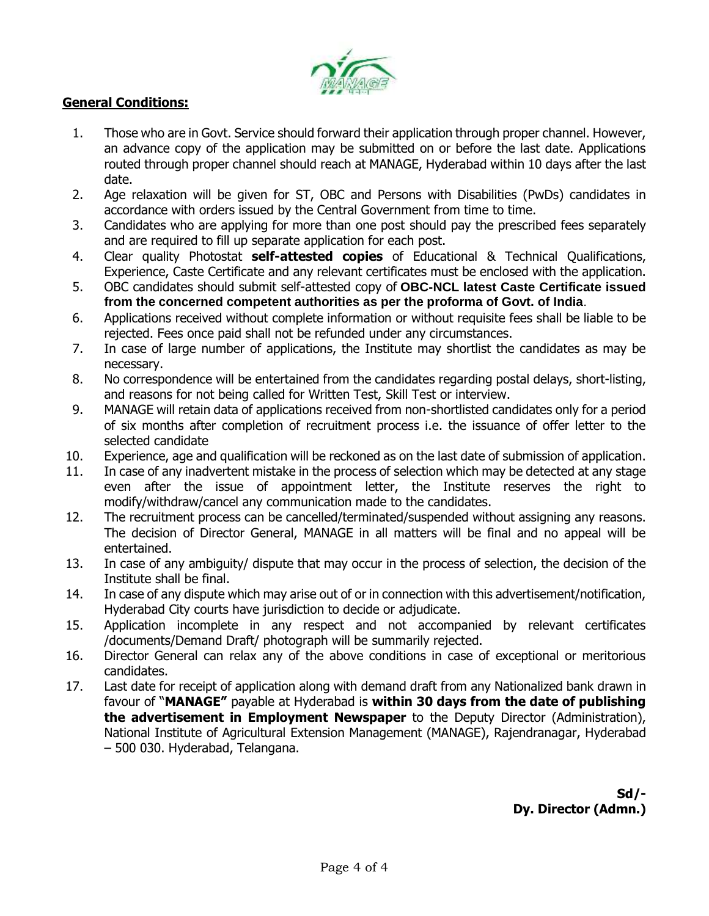**General Conditions:**

1. Those who are in Govt. Service should forward their application through proper channel. However, an advance copy of the application may be submitted on or before the last date. Applications routed through proper channel should reach at MANAGE, Hyderabad within 10 days after the last date.
2. Age relaxation will be given for ST, OBC and Persons with Disabilities (PwDs) candidates in accordance with orders issued by the Central Government from time to time.
3. Candidates who are applying for more than one post should pay the prescribed fees separately and are required to fill up separate application for each post.
4. Clear quality Photostat **self-attested copies** of Educational & Technical Qualifications, Experience, Caste Certificate and any relevant certificates must be enclosed with the application.
5. OBC candidates should submit self-attested copy of **OBC-NCL latest Caste Certificate issued from the concerned competent authorities as per the proforma of Govt. of India**.
6. Applications received without complete information or without requisite fees shall be liable to be rejected. Fees once paid shall not be refunded under any circumstances.
7. In case of large number of applications, the Institute may shortlist the candidates as may be necessary.
8. No correspondence will be entertained from the candidates regarding postal delays, short-listing, and reasons for not being called for Written Test, Skill Test or interview.
9. MANAGE will retain data of applications received from non-shortlisted candidates only for a period of six months after completion of recruitment process i.e. the issuance of offer letter to the selected candidate
10. Experience, age and qualification will be reckoned as on the last date of submission of application.
11. In case of any inadvertent mistake in the process of selection which may be detected at any stage even after the issue of appointment letter, the Institute reserves the right to modify/withdraw/cancel any communication made to the candidates.
12. The recruitment process can be cancelled/terminated/suspended without assigning any reasons. The decision of Director General, MANAGE in all matters will be final and no appeal will be entertained.
13. In case of any ambiguity/ dispute that may occur in the process of selection, the decision of the Institute shall be final.
14. In case of any dispute which may arise out of or in connection with this advertisement/notification, Hyderabad City courts have jurisdiction to decide or adjudicate.
15. Application incomplete in any respect and not accompanied by relevant certificates /documents/Demand Draft/ photograph will be summarily rejected.
16. Director General can relax any of the above conditions in case of exceptional or meritorious candidates.
17. Last date for receipt of application along with demand draft from any Nationalized bank drawn in favour of "**MANAGE"** payable at Hyderabad is **within 30 days from the date of publishing the advertisement in Employment Newspaper** to the Deputy Director (Administration), National Institute of Agricultural Extension Management (MANAGE), Rajendranagar, Hyderabad – 500 030. Hyderabad, Telangana.

**Sd/-**
**Dy. Director (Admn.)**